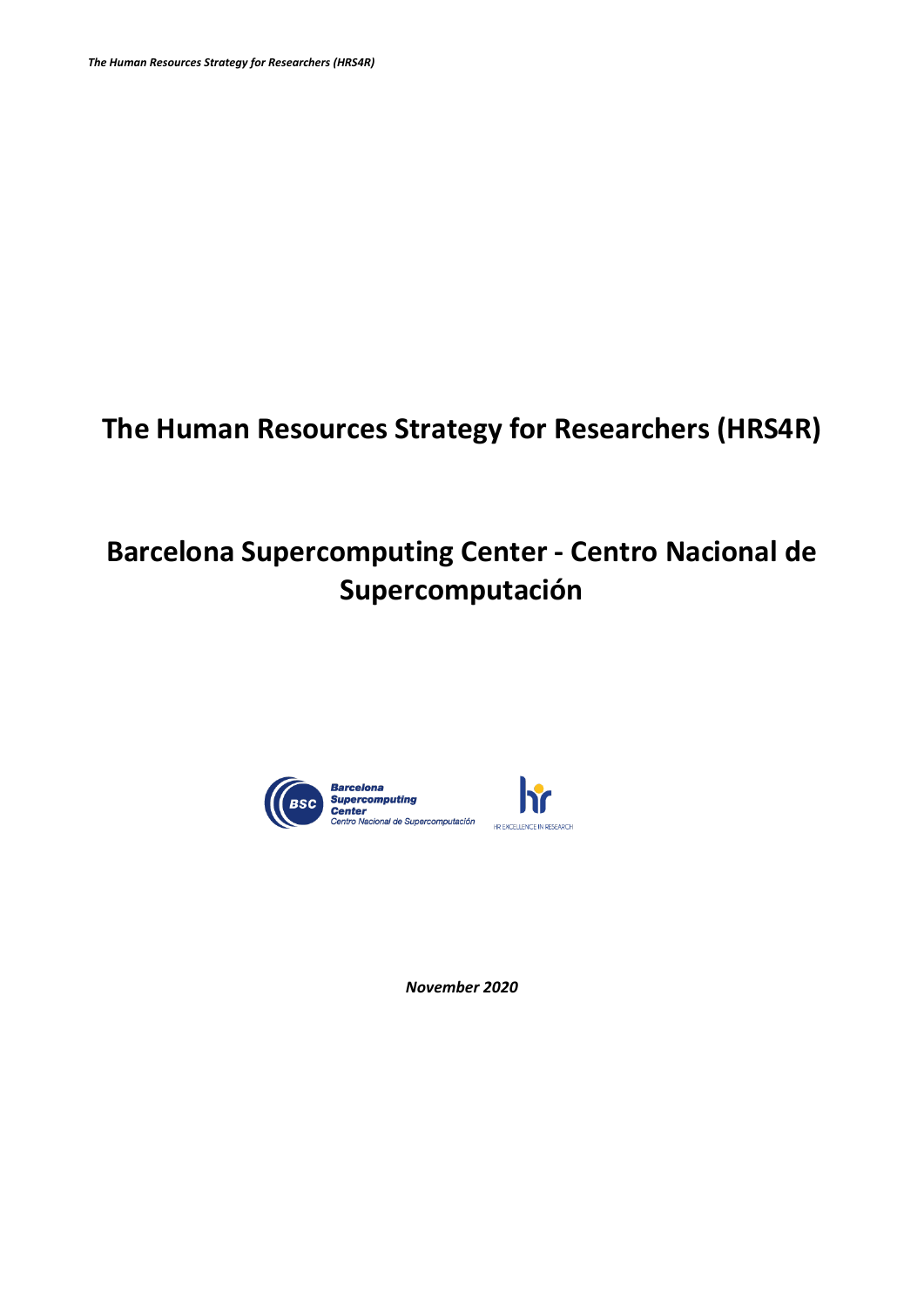# The Human Resources Strategy for Researchers (HRS4R)

# Barcelona Supercomputing Center - Centro Nacional de Supercomputación

*November 2020*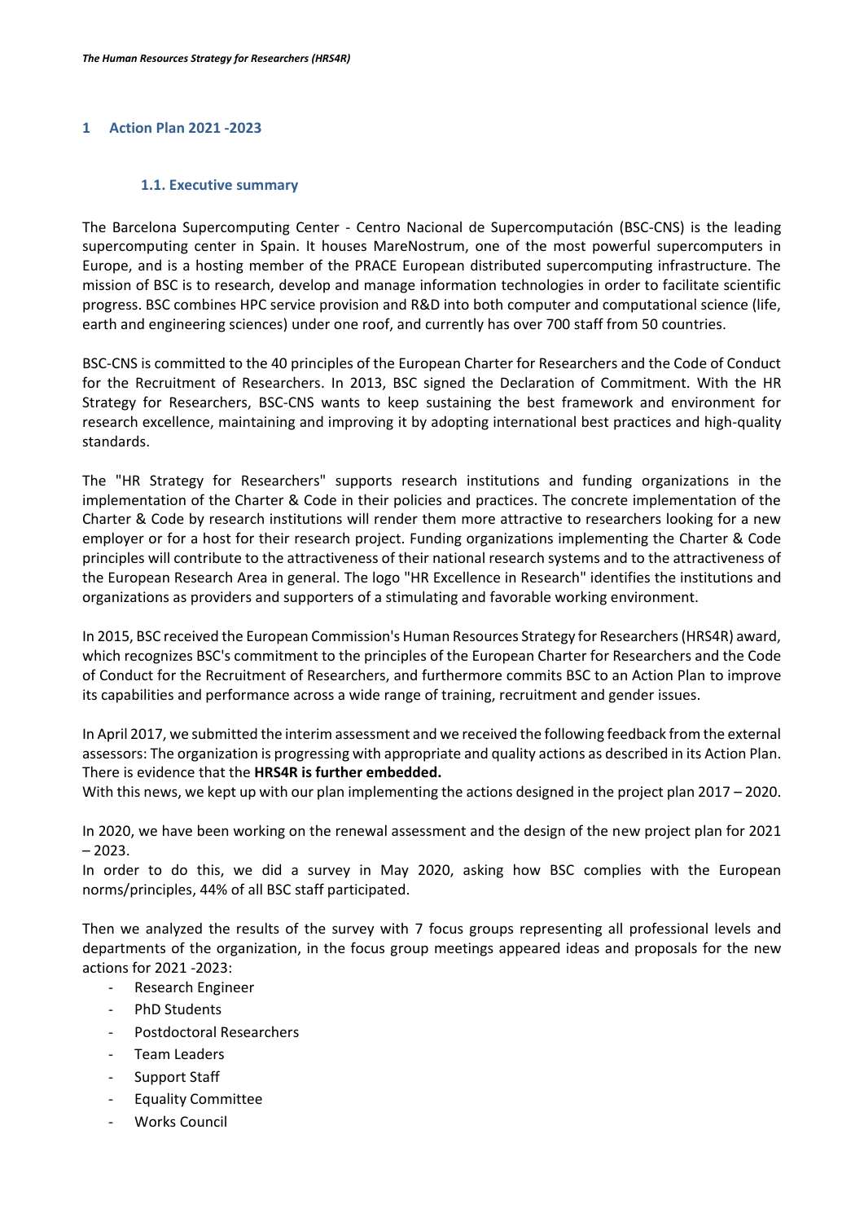# 1 Action Plan 2021 -2023

## 1.1. Executive summary

The Barcelona Supercomputing Center - Centro Nacional de Supercomputación (BSC-CNS) is the leading supercomputing center in Spain. It houses MareNostrum, one of the most powerful supercomputers in Europe, and is a hosting member of the PRACE European distributed supercomputing infrastructure. The mission of BSC is to research, develop and manage information technologies in order to facilitate scientific progress. BSC combines HPC service provision and R&D into both computer and computational science (life, earth and engineering sciences) under one roof, and currently has over 700 staff from 50 countries.

BSC-CNS is committed to the 40 principles of the European Charter for Researchers and the Code of Conduct for the Recruitment of Researchers. In 2013, BSC signed the Declaration of Commitment. With the HR Strategy for Researchers, BSC-CNS wants to keep sustaining the best framework and environment for research excellence, maintaining and improving it by adopting international best practices and high-quality standards.

The "HR Strategy for Researchers" supports research institutions and funding organizations in the implementation of the Charter & Code in their policies and practices. The concrete implementation of the Charter & Code by research institutions will render them more attractive to researchers looking for a new employer or for a host for their research project. Funding organizations implementing the Charter & Code principles will contribute to the attractiveness of their national research systems and to the attractiveness of the European Research Area in general. The logo "HR Excellence in Research" identifies the institutions and organizations as providers and supporters of a stimulating and favorable working environment.

In 2015, BSC received the European Commission's Human Resources Strategy for Researchers (HRS4R) award, which recognizes BSC's commitment to the principles of the European Charter for Researchers and the Code of Conduct for the Recruitment of Researchers, and furthermore commits BSC to an Action Plan to improve its capabilities and performance across a wide range of training, recruitment and gender issues.

In April 2017, we submitted the interim assessment and we received the following feedback from the external assessors: The organization is progressing with appropriate and quality actions as described in its Action Plan. There is evidence that the **HRS4R is further embedded.**
With this news, we kept up with our plan implementing the actions designed in the project plan 2017 – 2020.

In 2020, we have been working on the renewal assessment and the design of the new project plan for 2021 – 2023.
In order to do this, we did a survey in May 2020, asking how BSC complies with the European norms/principles, 44% of all BSC staff participated.

Then we analyzed the results of the survey with 7 focus groups representing all professional levels and departments of the organization, in the focus group meetings appeared ideas and proposals for the new actions for 2021 -2023:

- Research Engineer
- PhD Students
- Postdoctoral Researchers
- Team Leaders
- Support Staff
- Equality Committee
- Works Council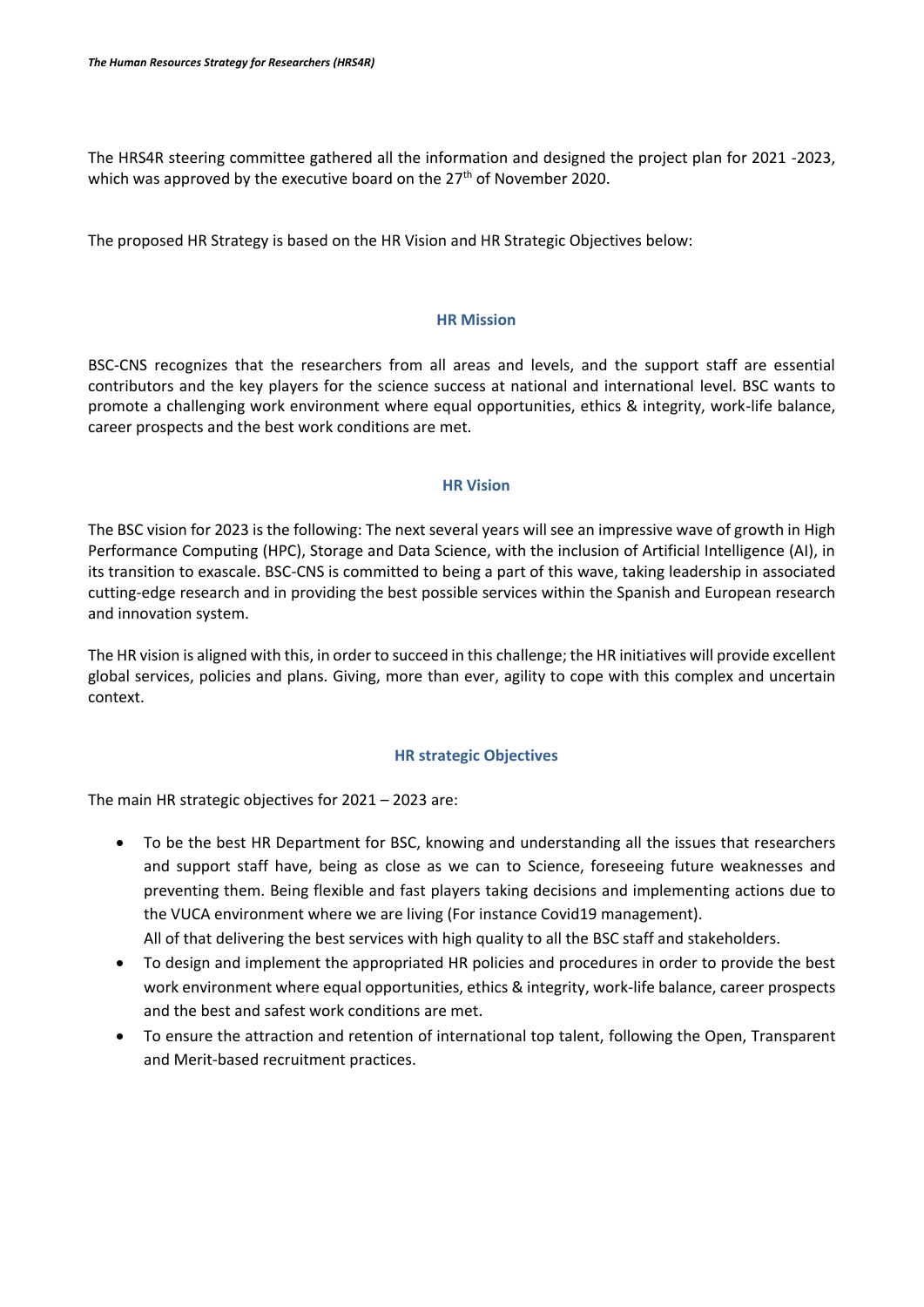The HRS4R steering committee gathered all the information and designed the project plan for 2021 -2023, which was approved by the executive board on the 27th of November 2020.

The proposed HR Strategy is based on the HR Vision and HR Strategic Objectives below:

### HR Mission

BSC-CNS recognizes that the researchers from all areas and levels, and the support staff are essential contributors and the key players for the science success at national and international level. BSC wants to promote a challenging work environment where equal opportunities, ethics & integrity, work-life balance, career prospects and the best work conditions are met.

### HR Vision

The BSC vision for 2023 is the following: The next several years will see an impressive wave of growth in High Performance Computing (HPC), Storage and Data Science, with the inclusion of Artificial Intelligence (AI), in its transition to exascale. BSC-CNS is committed to being a part of this wave, taking leadership in associated cutting-edge research and in providing the best possible services within the Spanish and European research and innovation system.

The HR vision is aligned with this, in order to succeed in this challenge; the HR initiatives will provide excellent global services, policies and plans. Giving, more than ever, agility to cope with this complex and uncertain context.

### HR strategic Objectives

The main HR strategic objectives for 2021 – 2023 are:

- To be the best HR Department for BSC, knowing and understanding all the issues that researchers and support staff have, being as close as we can to Science, foreseeing future weaknesses and preventing them. Being flexible and fast players taking decisions and implementing actions due to the VUCA environment where we are living (For instance Covid19 management).
  All of that delivering the best services with high quality to all the BSC staff and stakeholders.
- To design and implement the appropriated HR policies and procedures in order to provide the best work environment where equal opportunities, ethics & integrity, work-life balance, career prospects and the best and safest work conditions are met.
- To ensure the attraction and retention of international top talent, following the Open, Transparent and Merit-based recruitment practices.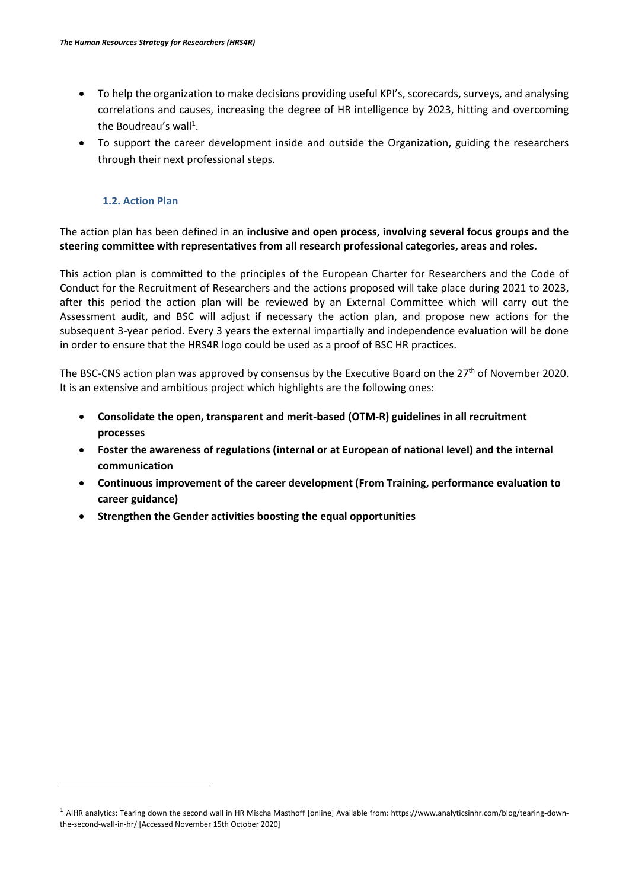- To help the organization to make decisions providing useful KPI's, scorecards, surveys, and analysing correlations and causes, increasing the degree of HR intelligence by 2023, hitting and overcoming the Boudreau's wall[1].
- To support the career development inside and outside the Organization, guiding the researchers through their next professional steps.

### 1.2. Action Plan

The action plan has been defined in an **inclusive and open process, involving several focus groups and the steering committee with representatives from all research professional categories, areas and roles.**

This action plan is committed to the principles of the European Charter for Researchers and the Code of Conduct for the Recruitment of Researchers and the actions proposed will take place during 2021 to 2023, after this period the action plan will be reviewed by an External Committee which will carry out the Assessment audit, and BSC will adjust if necessary the action plan, and propose new actions for the subsequent 3-year period. Every 3 years the external impartially and independence evaluation will be done in order to ensure that the HRS4R logo could be used as a proof of BSC HR practices.

The BSC-CNS action plan was approved by consensus by the Executive Board on the 27th of November 2020. It is an extensive and ambitious project which highlights are the following ones:

- **Consolidate the open, transparent and merit-based (OTM-R) guidelines in all recruitment processes**
- **Foster the awareness of regulations (internal or at European of national level) and the internal communication**
- **Continuous improvement of the career development (From Training, performance evaluation to career guidance)**
- **Strengthen the Gender activities boosting the equal opportunities**

[1] AIHR analytics: Tearing down the second wall in HR Mischa Masthoff [online] Available from: https://www.analyticsinhr.com/blog/tearing-down-the-second-wall-in-hr/ [Accessed November 15th October 2020]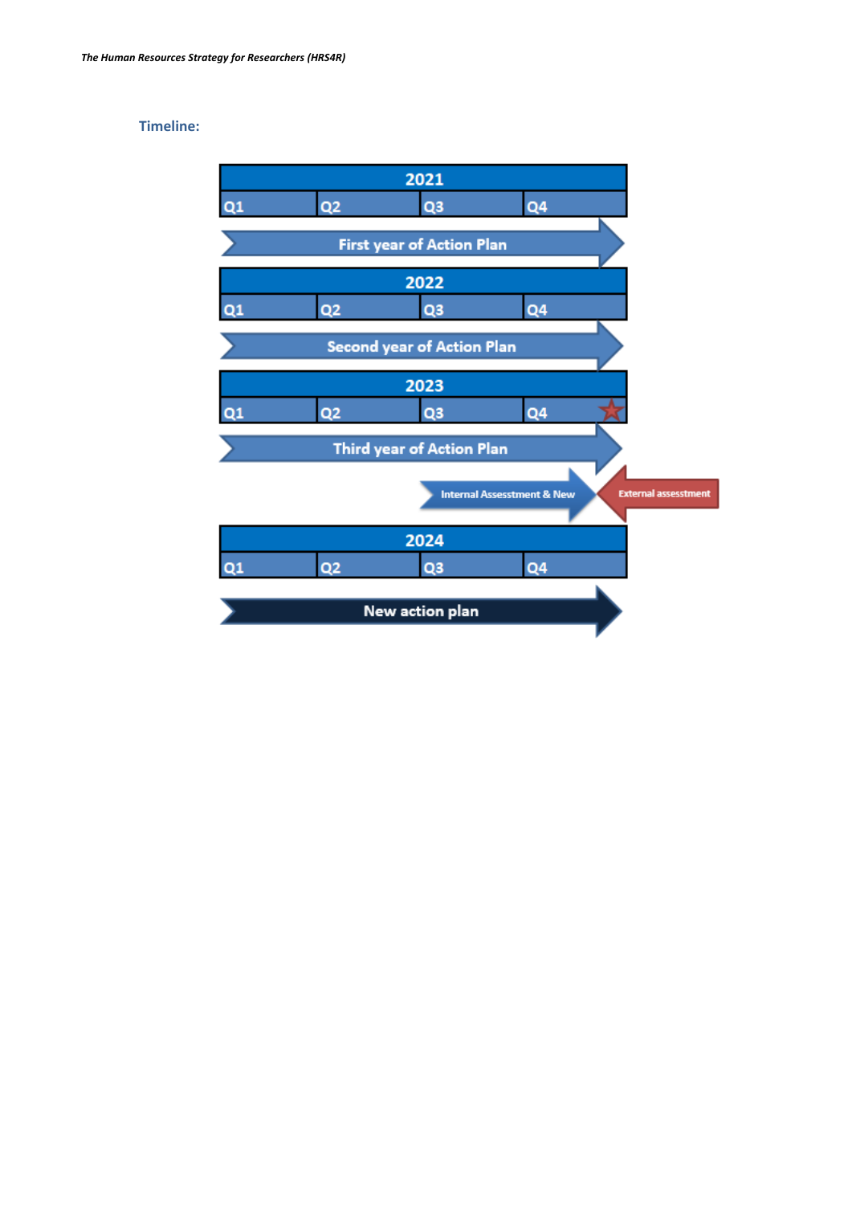**Timeline:**

| 2021 | | | |
|---|---|---|---|
| Q1 | Q2 | Q3 | Q4 |

First year of Action Plan

| 2022 | | | |
|---|---|---|---|
| Q1 | Q2 | Q3 | Q4 |

Second year of Action Plan

| 2023 | | | |
|---|---|---|---|
| Q1 | Q2 | Q3 | Q4 |

Third year of Action Plan

Internal Assesstment & New

External assesstment

| 2024 | | | |
|---|---|---|---|
| Q1 | Q2 | Q3 | Q4 |

New action plan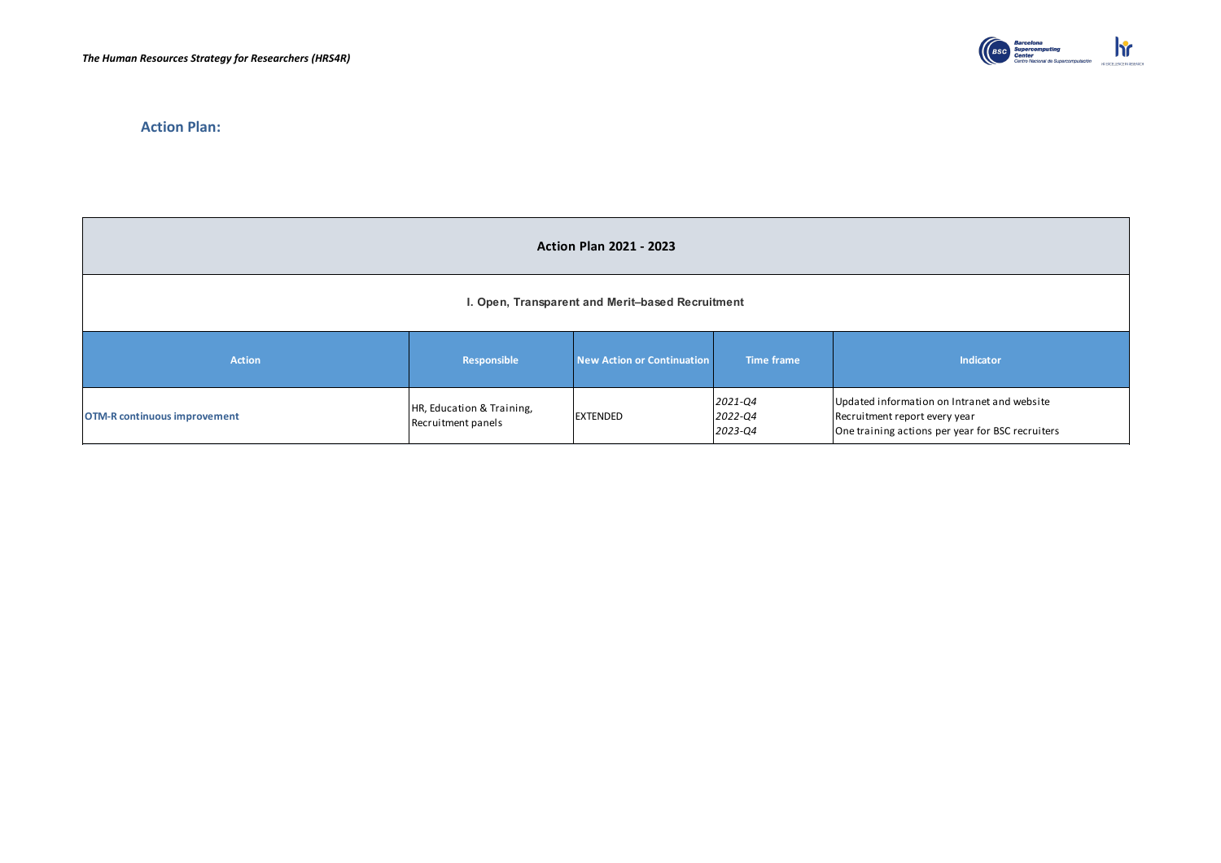## Action Plan:

| Action Plan 2021 - 2023 | | | | |
|---|---|---|---|---|
| **I. Open, Transparent and Merit–based Recruitment** | | | | |
| **Action** | **Responsible** | **New Action or Continuation** | **Time frame** | **Indicator** |
| **OTM-R continuous improvement** | HR, Education & Training, Recruitment panels | EXTENDED | *2021-Q4*<br>*2022-Q4*<br>*2023-Q4* | Updated information on Intranet and website<br>Recruitment report every year<br>One training actions per year for BSC recruiters |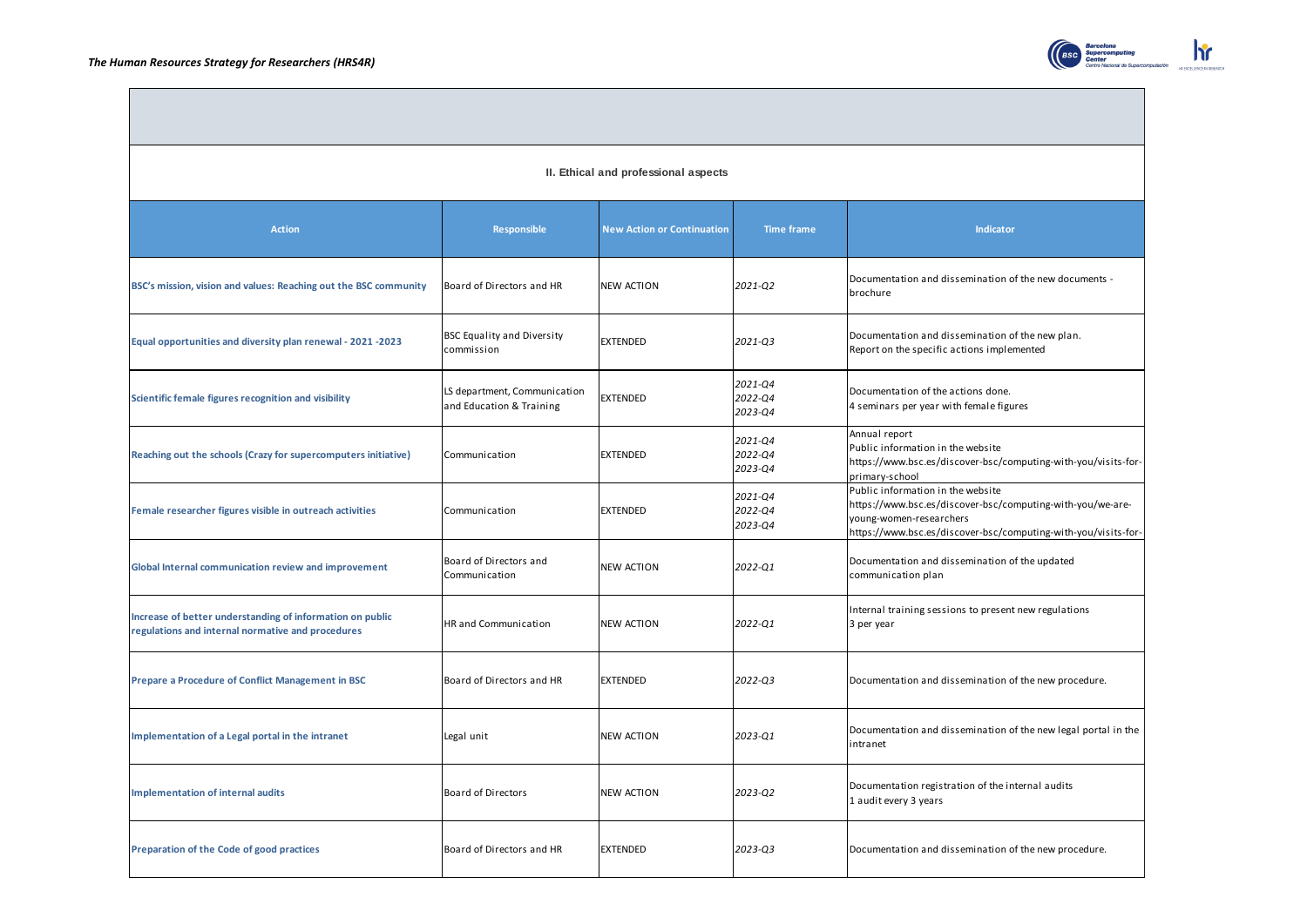## II. Ethical and professional aspects

| Action | Responsible | New Action or Continuation | Time frame | Indicator |
|---|---|---|---|---|
| **BSC's mission, vision and values: Reaching out the BSC community** | Board of Directors and HR | NEW ACTION | *2021-Q2* | Documentation and dissemination of the new documents - brochure |
| **Equal opportunities and diversity plan renewal - 2021 -2023** | BSC Equality and Diversity commission | EXTENDED | *2021-Q3* | Documentation and dissemination of the new plan.<br>Report on the specific actions implemented |
| **Scientific female figures recognition and visibility** | LS department, Communication and Education & Training | EXTENDED | *2021-Q4*<br>*2022-Q4*<br>*2023-Q4* | Documentation of the actions done.<br>4 seminars per year with female figures |
| **Reaching out the schools (Crazy for supercomputers initiative)** | Communication | EXTENDED | *2021-Q4*<br>*2022-Q4*<br>*2023-Q4* | Annual report<br>Public information in the website<br>https://www.bsc.es/discover-bsc/computing-with-you/visits-for-primary-school |
| **Female researcher figures visible in outreach activities** | Communication | EXTENDED | *2021-Q4*<br>*2022-Q4*<br>*2023-Q4* | Public information in the website<br>https://www.bsc.es/discover-bsc/computing-with-you/we-are-young-women-researchers<br>https://www.bsc.es/discover-bsc/computing-with-you/visits-for- |
| **Global Internal communication review and improvement** | Board of Directors and Communication | NEW ACTION | *2022-Q1* | Documentation and dissemination of the updated communication plan |
| **Increase of better understanding of information on public regulations and internal normative and procedures** | HR and Communication | NEW ACTION | *2022-Q1* | Internal training sessions to present new regulations<br>3 per year |
| **Prepare a Procedure of Conflict Management in BSC** | Board of Directors and HR | EXTENDED | *2022-Q3* | Documentation and dissemination of the new procedure. |
| **Implementation of a Legal portal in the intranet** | Legal unit | NEW ACTION | *2023-Q1* | Documentation and dissemination of the new legal portal in the intranet |
| **Implementation of internal audits** | Board of Directors | NEW ACTION | *2023-Q2* | Documentation registration of the internal audits<br>1 audit every 3 years |
| **Preparation of the Code of good practices** | Board of Directors and HR | EXTENDED | *2023-Q3* | Documentation and dissemination of the new procedure. |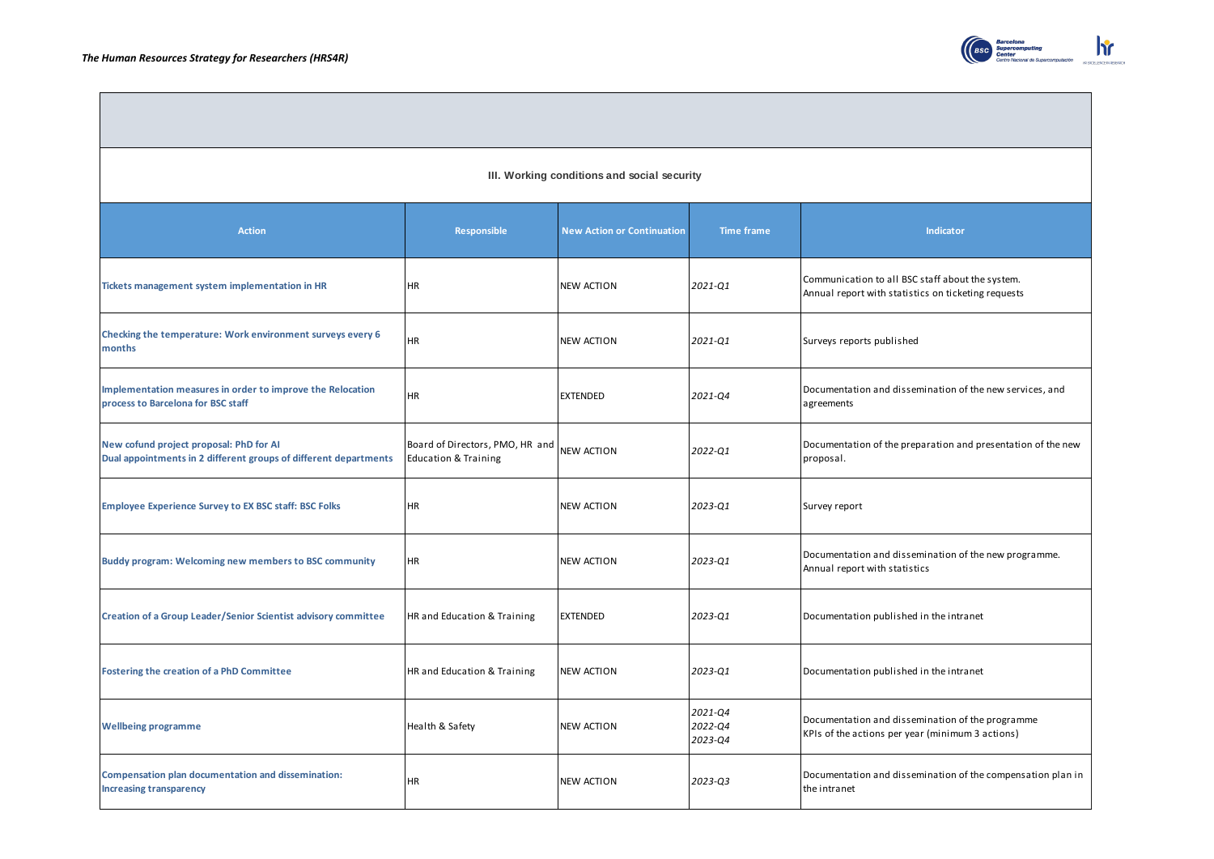### III. Working conditions and social security

| Action | Responsible | New Action or Continuation | Time frame | Indicator |
|---|---|---|---|---|
| **Tickets management system implementation in HR** | HR | NEW ACTION | *2021-Q1* | Communication to all BSC staff about the system.<br>Annual report with statistics on ticketing requests |
| **Checking the temperature: Work environment surveys every 6 months** | HR | NEW ACTION | *2021-Q1* | Surveys reports published |
| **Implementation measures in order to improve the Relocation process to Barcelona for BSC staff** | HR | EXTENDED | *2021-Q4* | Documentation and dissemination of the new services, and agreements |
| **New cofund project proposal: PhD for AI**<br>**Dual appointments in 2 different groups of different departments** | Board of Directors, PMO, HR and Education & Training | NEW ACTION | *2022-Q1* | Documentation of the preparation and presentation of the new proposal. |
| **Employee Experience Survey to EX BSC staff: BSC Folks** | HR | NEW ACTION | *2023-Q1* | Survey report |
| **Buddy program: Welcoming new members to BSC community** | HR | NEW ACTION | *2023-Q1* | Documentation and dissemination of the new programme.<br>Annual report with statistics |
| **Creation of a Group Leader/Senior Scientist advisory committee** | HR and Education & Training | EXTENDED | *2023-Q1* | Documentation published in the intranet |
| **Fostering the creation of a PhD Committee** | HR and Education & Training | NEW ACTION | *2023-Q1* | Documentation published in the intranet |
| **Wellbeing programme** | Health & Safety | NEW ACTION | *2021-Q4*<br>*2022-Q4*<br>*2023-Q4* | Documentation and dissemination of the programme<br>KPIs of the actions per year (minimum 3 actions) |
| **Compensation plan documentation and dissemination: Increasing transparency** | HR | NEW ACTION | *2023-Q3* | Documentation and dissemination of the compensation plan in the intranet |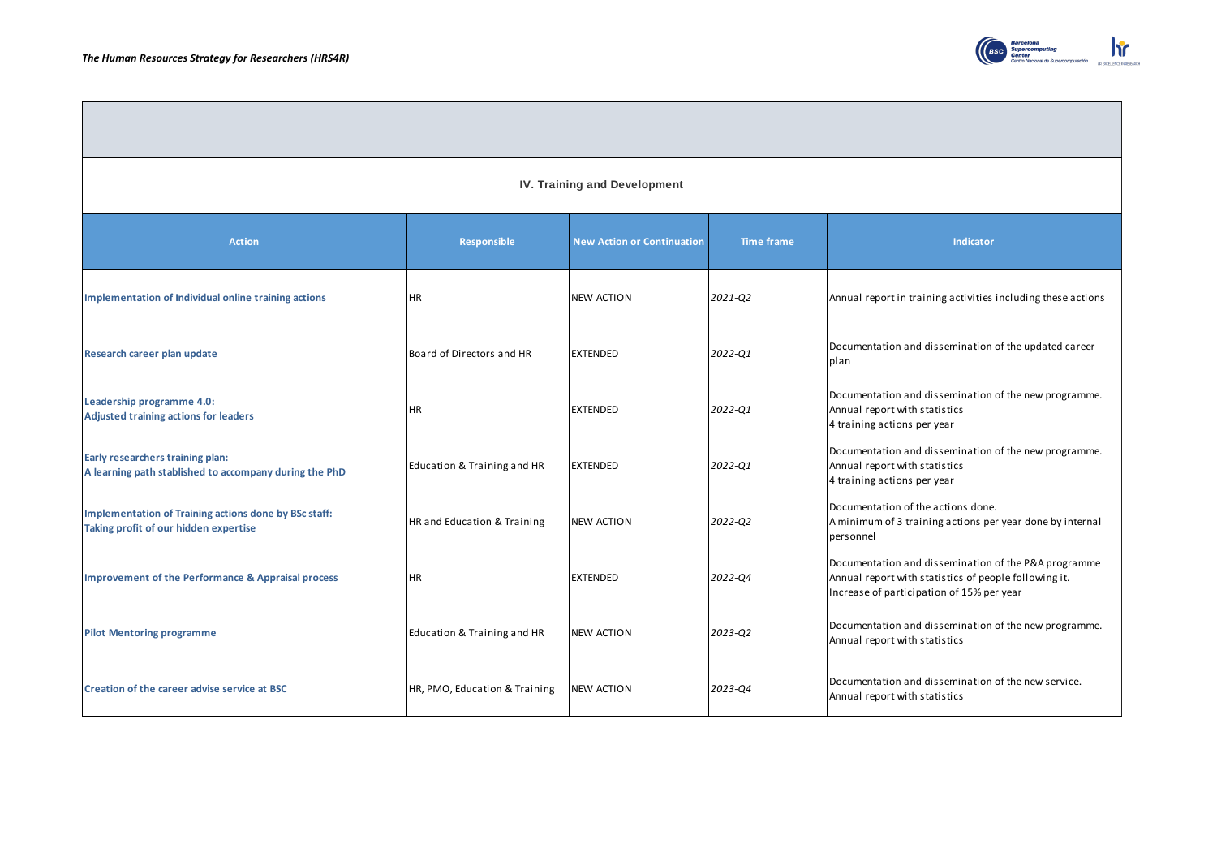## IV. Training and Development

| Action | Responsible | New Action or Continuation | Time frame | Indicator |
|---|---|---|---|---|
| **Implementation of Individual online training actions** | HR | NEW ACTION | *2021-Q2* | Annual report in training activities including these actions |
| **Research career plan update** | Board of Directors and HR | EXTENDED | *2022-Q1* | Documentation and dissemination of the updated career plan |
| **Leadership programme 4.0: Adjusted training actions for leaders** | HR | EXTENDED | *2022-Q1* | Documentation and dissemination of the new programme. Annual report with statistics 4 training actions per year |
| **Early researchers training plan: A learning path stablished to accompany during the PhD** | Education & Training and HR | EXTENDED | *2022-Q1* | Documentation and dissemination of the new programme. Annual report with statistics 4 training actions per year |
| **Implementation of Training actions done by BSc staff: Taking profit of our hidden expertise** | HR and Education & Training | NEW ACTION | *2022-Q2* | Documentation of the actions done. A minimum of 3 training actions per year done by internal personnel |
| **Improvement of the Performance & Appraisal process** | HR | EXTENDED | *2022-Q4* | Documentation and dissemination of the P&A programme Annual report with statistics of people following it. Increase of participation of 15% per year |
| **Pilot Mentoring programme** | Education & Training and HR | NEW ACTION | *2023-Q2* | Documentation and dissemination of the new programme. Annual report with statistics |
| **Creation of the career advise service at BSC** | HR, PMO, Education & Training | NEW ACTION | *2023-Q4* | Documentation and dissemination of the new service. Annual report with statistics |